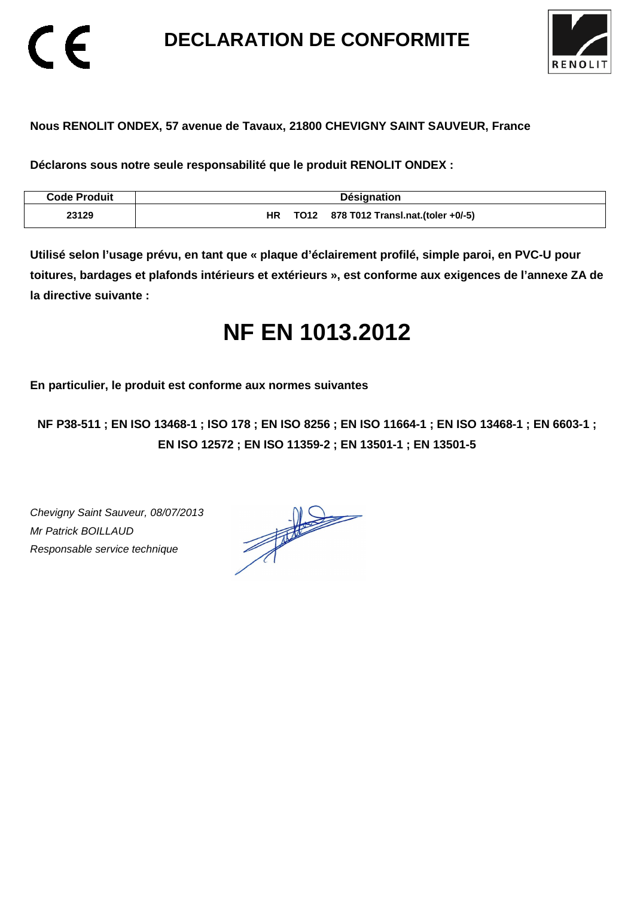# DECLARATION DE CONFORMITE

**Nous RENOLIT ONDEX, 57 avenue de Tavaux, 21800 CHEVIGNY SAINT SAUVEUR, France**

**Déclarons sous notre seule responsabilité que le produit RENOLIT ONDEX :**

| Code Produit | Désignation |
|---|---|
| 23129 | HR TO12 878 T012 Transl.nat.(toler +0/-5) |

**Utilisé selon l'usage prévu, en tant que « plaque d'éclairement profilé, simple paroi, en PVC-U pour toitures, bardages et plafonds intérieurs et extérieurs », est conforme aux exigences de l'annexe ZA de la directive suivante :**

# NF EN 1013.2012

**En particulier, le produit est conforme aux normes suivantes**

**NF P38-511 ; EN ISO 13468-1 ; ISO 178 ; EN ISO 8256 ; EN ISO 11664-1 ; EN ISO 13468-1 ; EN 6603-1 ; EN ISO 12572 ; EN ISO 11359-2 ; EN 13501-1 ; EN 13501-5**

*Chevigny Saint Sauveur, 08/07/2013*
*Mr Patrick BOILLAUD*
*Responsable service technique*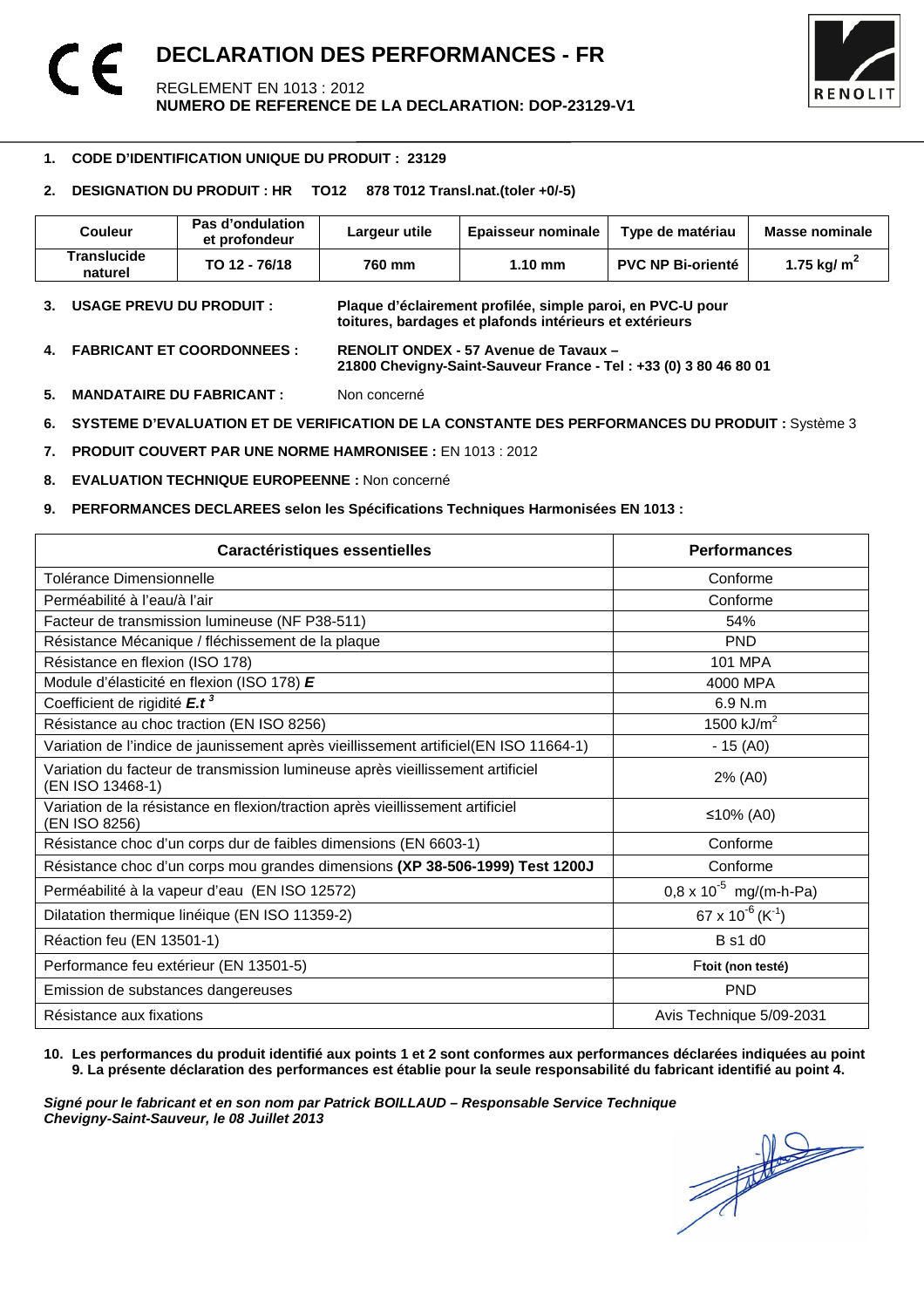# DECLARATION DES PERFORMANCES - FR

REGLEMENT EN 1013 : 2012
**NUMERO DE REFERENCE DE LA DECLARATION: DOP-23129-V1**

1. **CODE D'IDENTIFICATION UNIQUE DU PRODUIT : 23129**
2. **DESIGNATION DU PRODUIT : HR TO12 878 T012 Transl.nat.(toler +0/-5)**

| Couleur | Pas d'ondulation et profondeur | Largeur utile | Epaisseur nominale | Type de matériau | Masse nominale |
|---|---|---|---|---|---|
| **Translucide naturel** | **TO 12 - 76/18** | **760 mm** | **1.10 mm** | **PVC NP Bi-orienté** | **1.75 kg/ m²** |

3. **USAGE PREVU DU PRODUIT :** **Plaque d'éclairement profilée, simple paroi, en PVC-U pour toitures, bardages et plafonds intérieurs et extérieurs**
4. **FABRICANT ET COORDONNEES :** **RENOLIT ONDEX - 57 Avenue de Tavaux – 21800 Chevigny-Saint-Sauveur France - Tel : +33 (0) 3 80 46 80 01**
5. **MANDATAIRE DU FABRICANT :** Non concerné
6. **SYSTEME D'EVALUATION ET DE VERIFICATION DE LA CONSTANTE DES PERFORMANCES DU PRODUIT :** Système 3
7. **PRODUIT COUVERT PAR UNE NORME HAMRONISEE :** EN 1013 : 2012
8. **EVALUATION TECHNIQUE EUROPEENNE :** Non concerné
9. **PERFORMANCES DECLAREES selon les Spécifications Techniques Harmonisées EN 1013 :**

| Caractéristiques essentielles | Performances |
|---|---|
| Tolérance Dimensionnelle | Conforme |
| Perméabilité à l'eau/à l'air | Conforme |
| Facteur de transmission lumineuse (NF P38-511) | 54% |
| Résistance Mécanique / fléchissement de la plaque | PND |
| Résistance en flexion (ISO 178) | 101 MPA |
| Module d'élasticité en flexion (ISO 178) ***E*** | 4000 MPA |
| Coefficient de rigidité $E.t^3$ | 6.9 N.m |
| Résistance au choc traction (EN ISO 8256) | 1500 kJ/m² |
| Variation de l'indice de jaunissement après vieillissement artificiel(EN ISO 11664-1) | - 15 (A0) |
| Variation du facteur de transmission lumineuse après vieillissement artificiel (EN ISO 13468-1) | 2% (A0) |
| Variation de la résistance en flexion/traction après vieillissement artificiel (EN ISO 8256) | ≤10% (A0) |
| Résistance choc d'un corps dur de faibles dimensions (EN 6603-1) | Conforme |
| Résistance choc d'un corps mou grandes dimensions **(XP 38-506-1999) Test 1200J** | Conforme |
| Perméabilité à la vapeur d'eau (EN ISO 12572) | $0,8 \times 10^{-5}$ mg/(m-h-Pa) |
| Dilatation thermique linéique (EN ISO 11359-2) | $67 \times 10^{-6}$ ($K^{-1}$) |
| Réaction feu (EN 13501-1) | B s1 d0 |
| Performance feu extérieur (EN 13501-5) | Ftoit (non testé) |
| Emission de substances dangereuses | PND |
| Résistance aux fixations | Avis Technique 5/09-2031 |

10. **Les performances du produit identifié aux points 1 et 2 sont conformes aux performances déclarées indiquées au point 9. La présente déclaration des performances est établie pour la seule responsabilité du fabricant identifié au point 4.**

***Signé pour le fabricant et en son nom par Patrick BOILLAUD – Responsable Service Technique***
***Chevigny-Saint-Sauveur, le 08 Juillet 2013***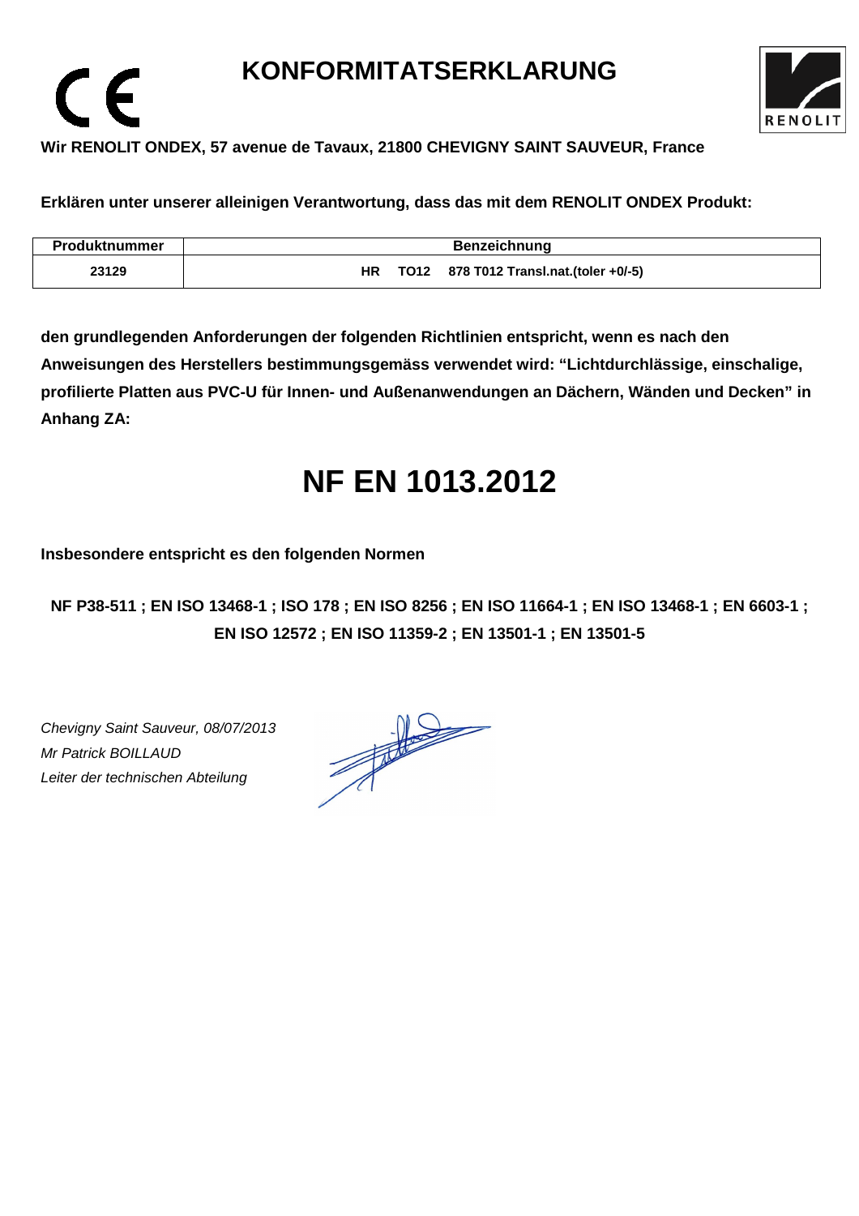# KONFORMITATSERKLARUNG

**Wir RENOLIT ONDEX, 57 avenue de Tavaux, 21800 CHEVIGNY SAINT SAUVEUR, France**

**Erklären unter unserer alleinigen Verantwortung, dass das mit dem RENOLIT ONDEX Produkt:**

| Produktnummer | Benzeichnung |
| --- | --- |
| 23129 | HR TO12 878 T012 Transl.nat.(toler +0/-5) |

**den grundlegenden Anforderungen der folgenden Richtlinien entspricht, wenn es nach den Anweisungen des Herstellers bestimmungsgemäss verwendet wird: “Lichtdurchlässige, einschalige, profilierte Platten aus PVC-U für Innen- und Außenanwendungen an Dächern, Wänden und Decken” in Anhang ZA:**

# NF EN 1013.2012

**Insbesondere entspricht es den folgenden Normen**

**NF P38-511 ; EN ISO 13468-1 ; ISO 178 ; EN ISO 8256 ; EN ISO 11664-1 ; EN ISO 13468-1 ; EN 6603-1 ; EN ISO 12572 ; EN ISO 11359-2 ; EN 13501-1 ; EN 13501-5**

*Chevigny Saint Sauveur, 08/07/2013*
*Mr Patrick BOILLAUD*
*Leiter der technischen Abteilung*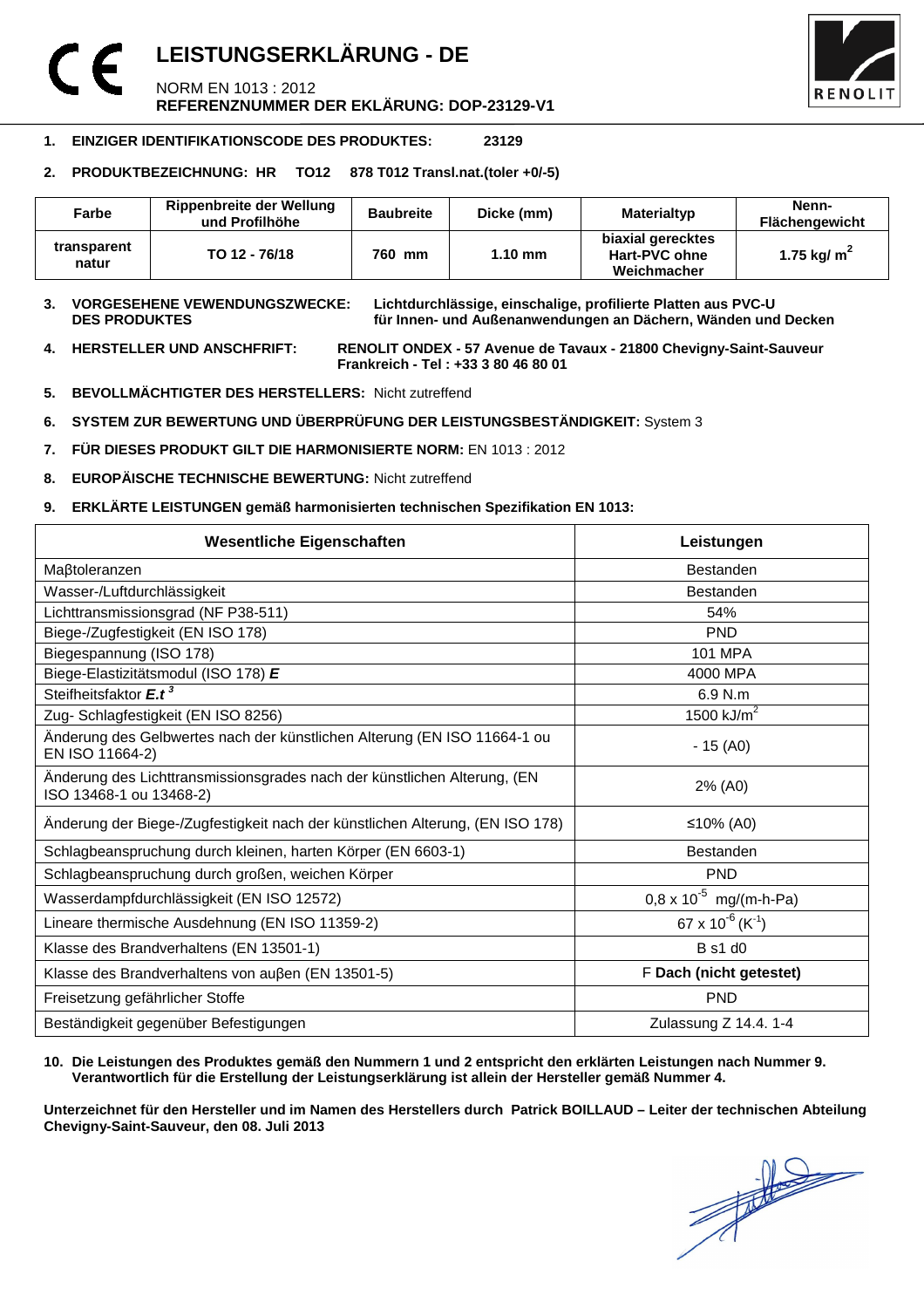# LEISTUNGSERKLÄRUNG - DE

NORM EN 1013 : 2012
**REFERENZNUMMER DER EKLÄRUNG: DOP-23129-V1**

1. **EINZIGER IDENTIFIKATIONSCODE DES PRODUKTES: 23129**

2. **PRODUKTBEZEICHNUNG: HR TO12 878 T012 Transl.nat.(toler +0/-5)**

| Farbe | Rippenbreite der Wellung und Profilhöhe | Baubreite | Dicke (mm) | Materialtyp | Nenn-Flächengewicht |
|---|---|---|---|---|---|
| transparent natur | TO 12 - 76/18 | 760 mm | 1.10 mm | biaxial gerecktes Hart-PVC ohne Weichmacher | 1.75 kg/ $m^2$ |

3. **VORGESEHENE VEWENDUNGSZWECKE: DES PRODUKTES** **Lichtdurchlässige, einschalige, profilierte Platten aus PVC-U für Innen- und Außenanwendungen an Dächern, Wänden und Decken**

4. **HERSTELLER UND ANSCHFRIFT: RENOLIT ONDEX - 57 Avenue de Tavaux - 21800 Chevigny-Saint-Sauveur Frankreich - Tel : +33 3 80 46 80 01**

5. **BEVOLLMÄCHTIGTER DES HERSTELLERS:** Nicht zutreffend

6. **SYSTEM ZUR BEWERTUNG UND ÜBERPRÜFUNG DER LEISTUNGSBESTÄNDIGKEIT:** System 3

7. **FÜR DIESES PRODUKT GILT DIE HARMONISIERTE NORM:** EN 1013 : 2012

8. **EUROPÄISCHE TECHNISCHE BEWERTUNG:** Nicht zutreffend

9. **ERKLÄRTE LEISTUNGEN gemäß harmonisierten technischen Spezifikation EN 1013:**

| Wesentliche Eigenschaften | Leistungen |
|---|---|
| Maβtoleranzen | Bestanden |
| Wasser-/Luftdurchlässigkeit | Bestanden |
| Lichttransmissionsgrad (NF P38-511) | 54% |
| Biege-/Zugfestigkeit (EN ISO 178) | PND |
| Biegespannung (ISO 178) | 101 MPA |
| Biege-Elastizitätsmodul (ISO 178) ***E*** | 4000 MPA |
| Steifheitsfaktor $E.t^3$ | 6.9 N.m |
| Zug- Schlagfestigkeit (EN ISO 8256) | 1500 kJ/$m^2$ |
| Änderung des Gelbwertes nach der künstlichen Alterung (EN ISO 11664-1 ou EN ISO 11664-2) | - 15 (A0) |
| Änderung des Lichttransmissionsgrades nach der künstlichen Alterung, (EN ISO 13468-1 ou 13468-2) | 2% (A0) |
| Änderung der Biege-/Zugfestigkeit nach der künstlichen Alterung, (EN ISO 178) | ≤10% (A0) |
| Schlagbeanspruchung durch kleinen, harten Körper (EN 6603-1) | Bestanden |
| Schlagbeanspruchung durch großen, weichen Körper | PND |
| Wasserdampfdurchlässigkeit (EN ISO 12572) | $0,8 \times 10^{-5}$ mg/(m-h-Pa) |
| Lineare thermische Ausdehnung (EN ISO 11359-2) | $67 \times 10^{-6}$ ($K^{-1}$) |
| Klasse des Brandverhaltens (EN 13501-1) | B s1 d0 |
| Klasse des Brandverhaltens von auβen (EN 13501-5) | F **Dach (nicht getestet)** |
| Freisetzung gefährlicher Stoffe | PND |
| Beständigkeit gegenüber Befestigungen | Zulassung Z 14.4. 1-4 |

10. **Die Leistungen des Produktes gemäß den Nummern 1 und 2 entspricht den erklärten Leistungen nach Nummer 9. Verantwortlich für die Erstellung der Leistungserklärung ist allein der Hersteller gemäß Nummer 4.**

**Unterzeichnet für den Hersteller und im Namen des Herstellers durch Patrick BOILLAUD – Leiter der technischen Abteilung Chevigny-Saint-Sauveur, den 08. Juli 2013**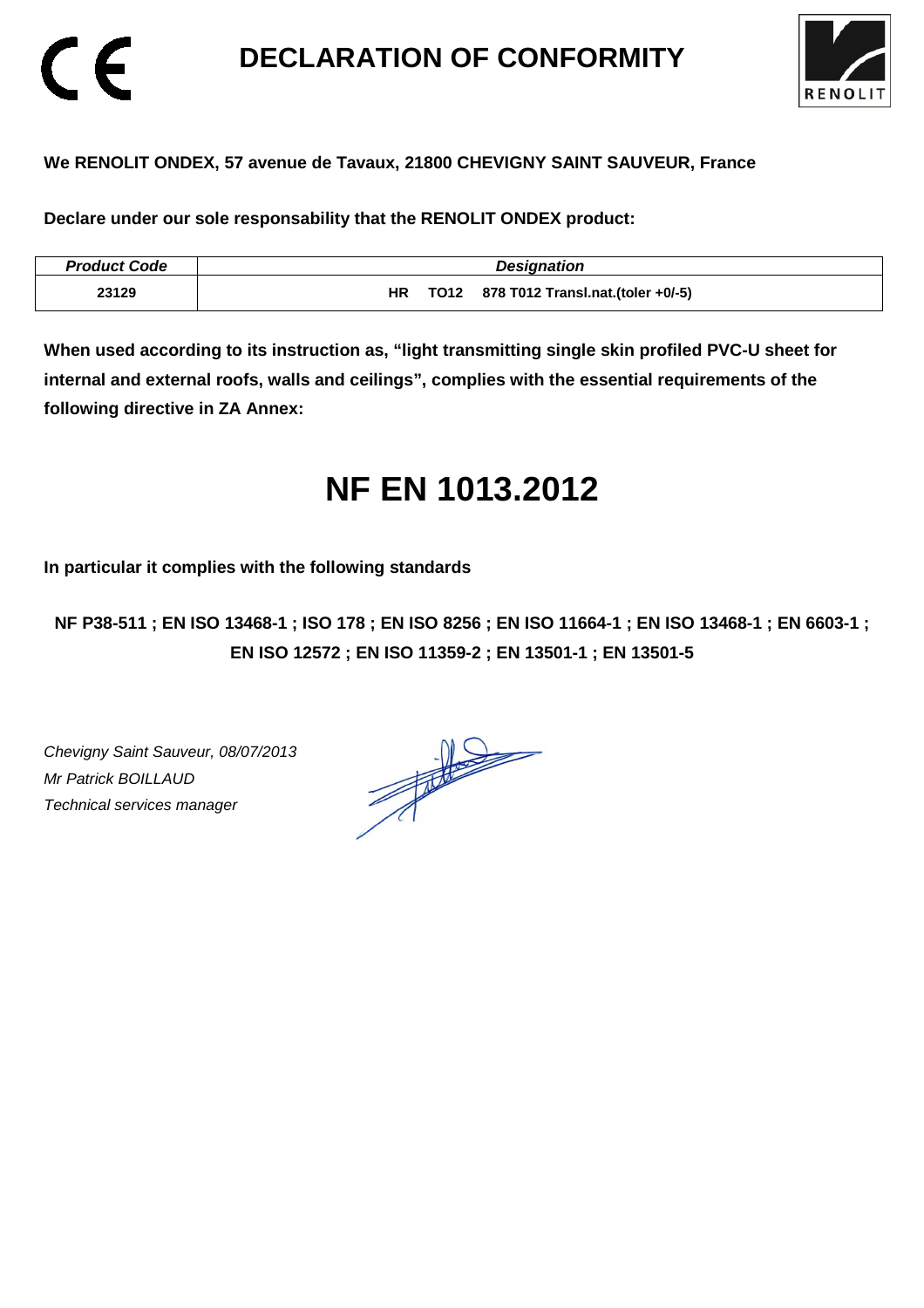# DECLARATION OF CONFORMITY

**We RENOLIT ONDEX, 57 avenue de Tavaux, 21800 CHEVIGNY SAINT SAUVEUR, France**

**Declare under our sole responsability that the RENOLIT ONDEX product:**

| *Product Code* | *Designation* |
|---|---|
| 23129 | HR TO12 878 T012 Transl.nat.(toler +0/-5) |

**When used according to its instruction as, "light transmitting single skin profiled PVC-U sheet for internal and external roofs, walls and ceilings", complies with the essential requirements of the following directive in ZA Annex:**

# NF EN 1013.2012

**In particular it complies with the following standards**

**NF P38-511 ; EN ISO 13468-1 ; ISO 178 ; EN ISO 8256 ; EN ISO 11664-1 ; EN ISO 13468-1 ; EN 6603-1 ; EN ISO 12572 ; EN ISO 11359-2 ; EN 13501-1 ; EN 13501-5**

*Chevigny Saint Sauveur, 08/07/2013*
*Mr Patrick BOILLAUD*
*Technical services manager*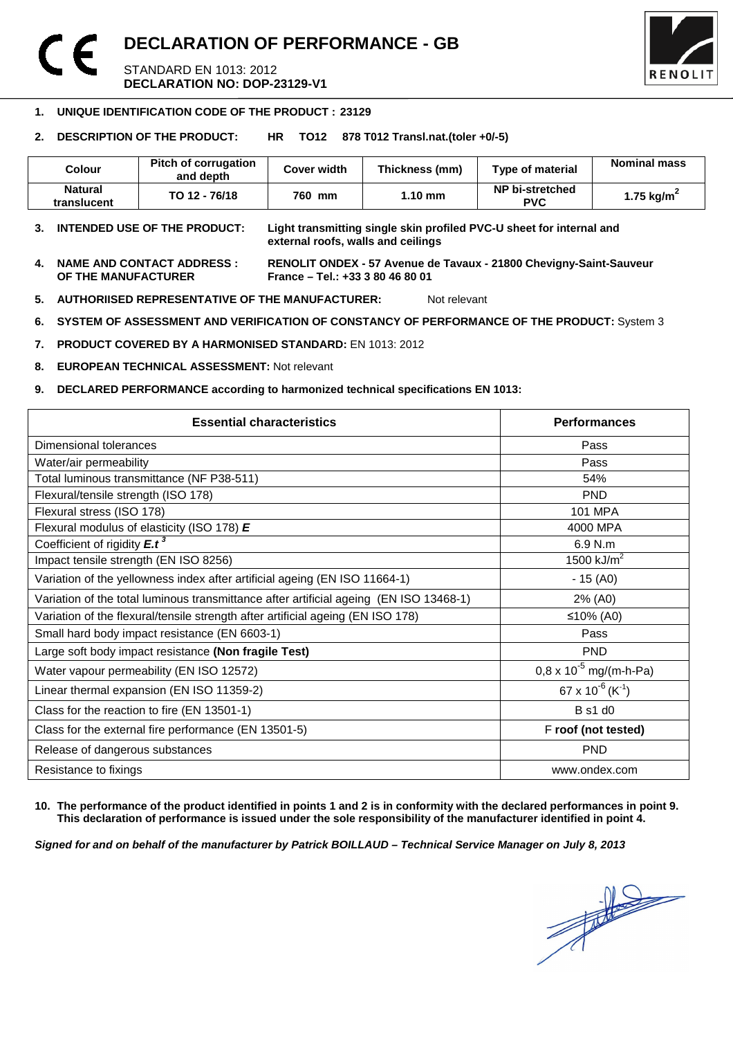# DECLARATION OF PERFORMANCE - GB

STANDARD EN 1013: 2012
**DECLARATION NO: DOP-23129-V1**

**1. UNIQUE IDENTIFICATION CODE OF THE PRODUCT : 23129**

**2. DESCRIPTION OF THE PRODUCT: HR TO12 878 T012 Transl.nat.(toler +0/-5)**

| Colour | Pitch of corrugation and depth | Cover width | Thickness (mm) | Type of material | Nominal mass |
|---|---|---|---|---|---|
| **Natural translucent** | **TO 12 - 76/18** | **760 mm** | **1.10 mm** | **NP bi-stretched PVC** | **1.75 kg/m$^2$** |

**3. INTENDED USE OF THE PRODUCT:** **Light transmitting single skin profiled PVC-U sheet for internal and external roofs, walls and ceilings**

**4. NAME AND CONTACT ADDRESS : OF THE MANUFACTURER** **RENOLIT ONDEX - 57 Avenue de Tavaux - 21800 Chevigny-Saint-Sauveur France – Tel.: +33 3 80 46 80 01**

**5. AUTHORIISED REPRESENTATIVE OF THE MANUFACTURER:** Not relevant

**6. SYSTEM OF ASSESSMENT AND VERIFICATION OF CONSTANCY OF PERFORMANCE OF THE PRODUCT:** System 3

**7. PRODUCT COVERED BY A HARMONISED STANDARD:** EN 1013: 2012

**8. EUROPEAN TECHNICAL ASSESSMENT:** Not relevant

**9. DECLARED PERFORMANCE according to harmonized technical specifications EN 1013:**

| Essential characteristics | Performances |
|---|---|
| Dimensional tolerances | Pass |
| Water/air permeability | Pass |
| Total luminous transmittance (NF P38-511) | 54% |
| Flexural/tensile strength (ISO 178) | PND |
| Flexural stress (ISO 178) | 101 MPA |
| Flexural modulus of elasticity (ISO 178) ***E*** | 4000 MPA |
| Coefficient of rigidity $E.t^3$ | 6.9 N.m |
| Impact tensile strength (EN ISO 8256) | 1500 kJ/m$^2$ |
| Variation of the yellowness index after artificial ageing (EN ISO 11664-1) | - 15 (A0) |
| Variation of the total luminous transmittance after artificial ageing (EN ISO 13468-1) | 2% (A0) |
| Variation of the flexural/tensile strength after artificial ageing (EN ISO 178) | ≤10% (A0) |
| Small hard body impact resistance (EN 6603-1) | Pass |
| Large soft body impact resistance **(Non fragile Test)** | PND |
| Water vapour permeability (EN ISO 12572) | $0,8 \times 10^{-5}$ mg/(m-h-Pa) |
| Linear thermal expansion (EN ISO 11359-2) | $67 \times 10^{-6}$ ($K^{-1}$) |
| Class for the reaction to fire (EN 13501-1) | B s1 d0 |
| Class for the external fire performance (EN 13501-5) | F **roof (not tested)** |
| Release of dangerous substances | PND |
| Resistance to fixings | www.ondex.com |

**10. The performance of the product identified in points 1 and 2 is in conformity with the declared performances in point 9. This declaration of performance is issued under the sole responsibility of the manufacturer identified in point 4.**

***Signed for and on behalf of the manufacturer by Patrick BOILLAUD – Technical Service Manager on July 8, 2013***